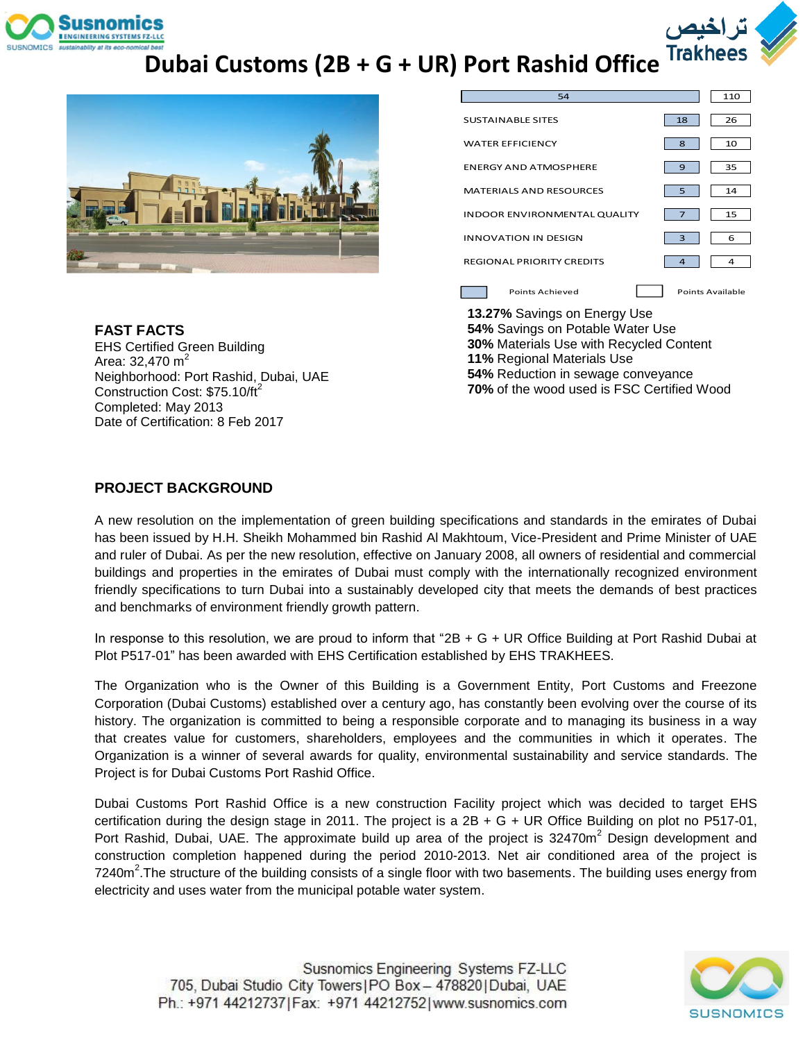# Dubai Customs (2B + G + UR) Port Rashid Office

| Category | Points Achieved | Points Available |
|---|---|---|
| | 54 | 110 |
| SUSTAINABLE SITES | 18 | 26 |
| WATER EFFICIENCY | 8 | 10 |
| ENERGY AND ATMOSPHERE | 9 | 35 |
| MATERIALS AND RESOURCES | 5 | 14 |
| INDOOR ENVIRONMENTAL QUALITY | 7 | 15 |
| INNOVATION IN DESIGN | 3 | 6 |
| REGIONAL PRIORITY CREDITS | 4 | 4 |

**13.27%** Savings on Energy Use
**54%** Savings on Potable Water Use
**30%** Materials Use with Recycled Content
**11%** Regional Materials Use
**54%** Reduction in sewage conveyance
**70%** of the wood used is FSC Certified Wood

## FAST FACTS

EHS Certified Green Building
Area: 32,470 $m^2$
Neighborhood: Port Rashid, Dubai, UAE
Construction Cost: \$75.10/$ft^2$
Completed: May 2013
Date of Certification: 8 Feb 2017

## PROJECT BACKGROUND

A new resolution on the implementation of green building specifications and standards in the emirates of Dubai has been issued by H.H. Sheikh Mohammed bin Rashid Al Makhtoum, Vice-President and Prime Minister of UAE and ruler of Dubai. As per the new resolution, effective on January 2008, all owners of residential and commercial buildings and properties in the emirates of Dubai must comply with the internationally recognized environment friendly specifications to turn Dubai into a sustainably developed city that meets the demands of best practices and benchmarks of environment friendly growth pattern.

In response to this resolution, we are proud to inform that "2B + G + UR Office Building at Port Rashid Dubai at Plot P517-01" has been awarded with EHS Certification established by EHS TRAKHEES.

The Organization who is the Owner of this Building is a Government Entity, Port Customs and Freezone Corporation (Dubai Customs) established over a century ago, has constantly been evolving over the course of its history. The organization is committed to being a responsible corporate and to managing its business in a way that creates value for customers, shareholders, employees and the communities in which it operates. The Organization is a winner of several awards for quality, environmental sustainability and service standards. The Project is for Dubai Customs Port Rashid Office.

Dubai Customs Port Rashid Office is a new construction Facility project which was decided to target EHS certification during the design stage in 2011. The project is a 2B + G + UR Office Building on plot no P517-01, Port Rashid, Dubai, UAE. The approximate build up area of the project is 32470$m^2$ Design development and construction completion happened during the period 2010-2013. Net air conditioned area of the project is 7240$m^2$.The structure of the building consists of a single floor with two basements. The building uses energy from electricity and uses water from the municipal potable water system.

Susnomics Engineering Systems FZ-LLC
705, Dubai Studio City Towers|PO Box – 478820|Dubai, UAE
Ph.: +971 44212737|Fax: +971 44212752|www.susnomics.com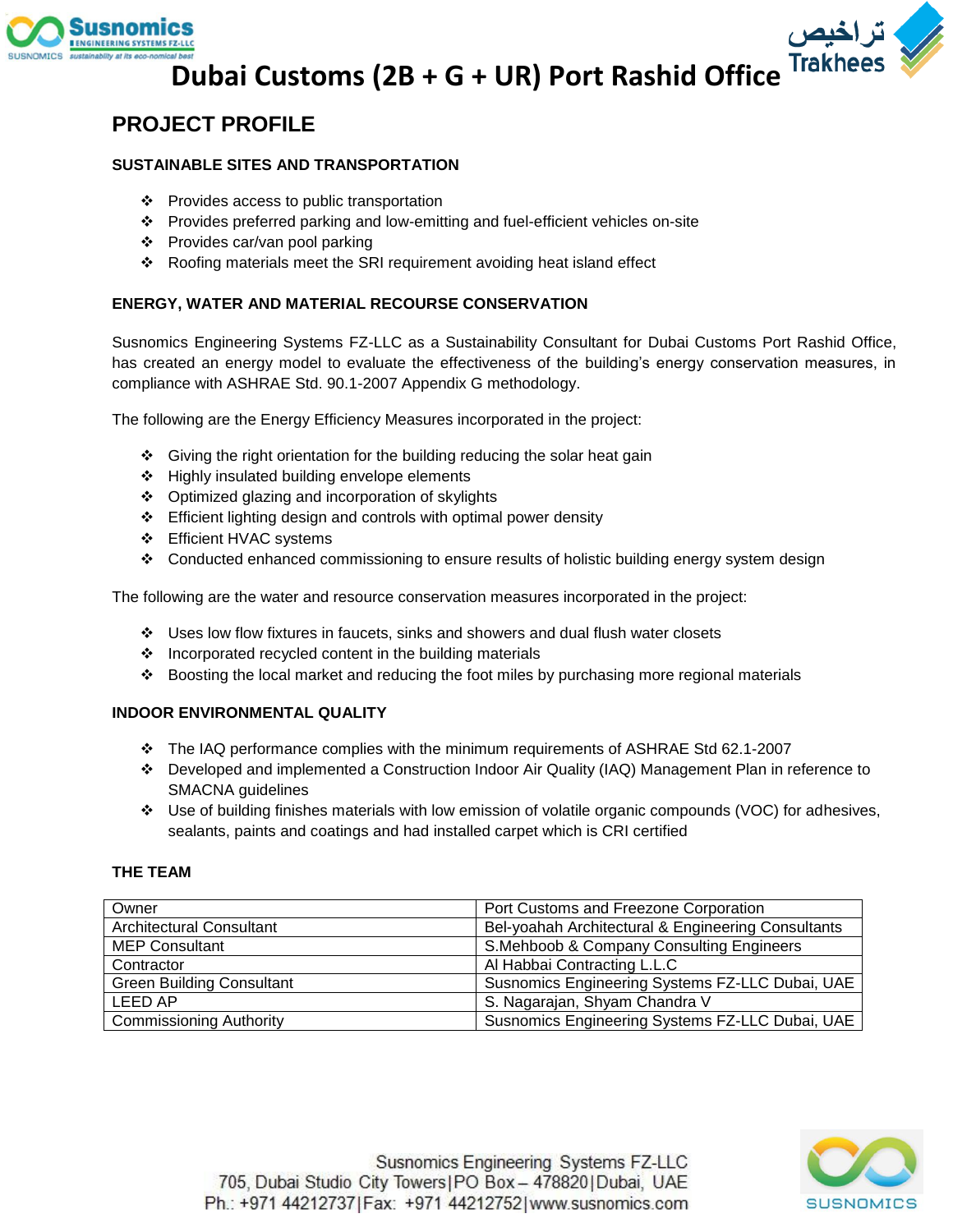# Dubai Customs (2B + G + UR) Port Rashid Office

## PROJECT PROFILE

### SUSTAINABLE SITES AND TRANSPORTATION

- Provides access to public transportation
- Provides preferred parking and low-emitting and fuel-efficient vehicles on-site
- Provides car/van pool parking
- Roofing materials meet the SRI requirement avoiding heat island effect

### ENERGY, WATER AND MATERIAL RECOURSE CONSERVATION

Susnomics Engineering Systems FZ-LLC as a Sustainability Consultant for Dubai Customs Port Rashid Office, has created an energy model to evaluate the effectiveness of the building's energy conservation measures, in compliance with ASHRAE Std. 90.1-2007 Appendix G methodology.

The following are the Energy Efficiency Measures incorporated in the project:

- Giving the right orientation for the building reducing the solar heat gain
- Highly insulated building envelope elements
- Optimized glazing and incorporation of skylights
- Efficient lighting design and controls with optimal power density
- Efficient HVAC systems
- Conducted enhanced commissioning to ensure results of holistic building energy system design

The following are the water and resource conservation measures incorporated in the project:

- Uses low flow fixtures in faucets, sinks and showers and dual flush water closets
- Incorporated recycled content in the building materials
- Boosting the local market and reducing the foot miles by purchasing more regional materials

### INDOOR ENVIRONMENTAL QUALITY

- The IAQ performance complies with the minimum requirements of ASHRAE Std 62.1-2007
- Developed and implemented a Construction Indoor Air Quality (IAQ) Management Plan in reference to SMACNA guidelines
- Use of building finishes materials with low emission of volatile organic compounds (VOC) for adhesives, sealants, paints and coatings and had installed carpet which is CRI certified

### THE TEAM

| | |
|---|---|
| Owner | Port Customs and Freezone Corporation |
| Architectural Consultant | Bel-yoahah Architectural & Engineering Consultants |
| MEP Consultant | S.Mehboob & Company Consulting Engineers |
| Contractor | Al Habbai Contracting L.L.C |
| Green Building Consultant | Susnomics Engineering Systems FZ-LLC Dubai, UAE |
| LEED AP | S. Nagarajan, Shyam Chandra V |
| Commissioning Authority | Susnomics Engineering Systems FZ-LLC Dubai, UAE |

Susnomics Engineering Systems FZ-LLC
705, Dubai Studio City Towers|PO Box – 478820|Dubai, UAE
Ph.: +971 44212737|Fax: +971 44212752|www.susnomics.com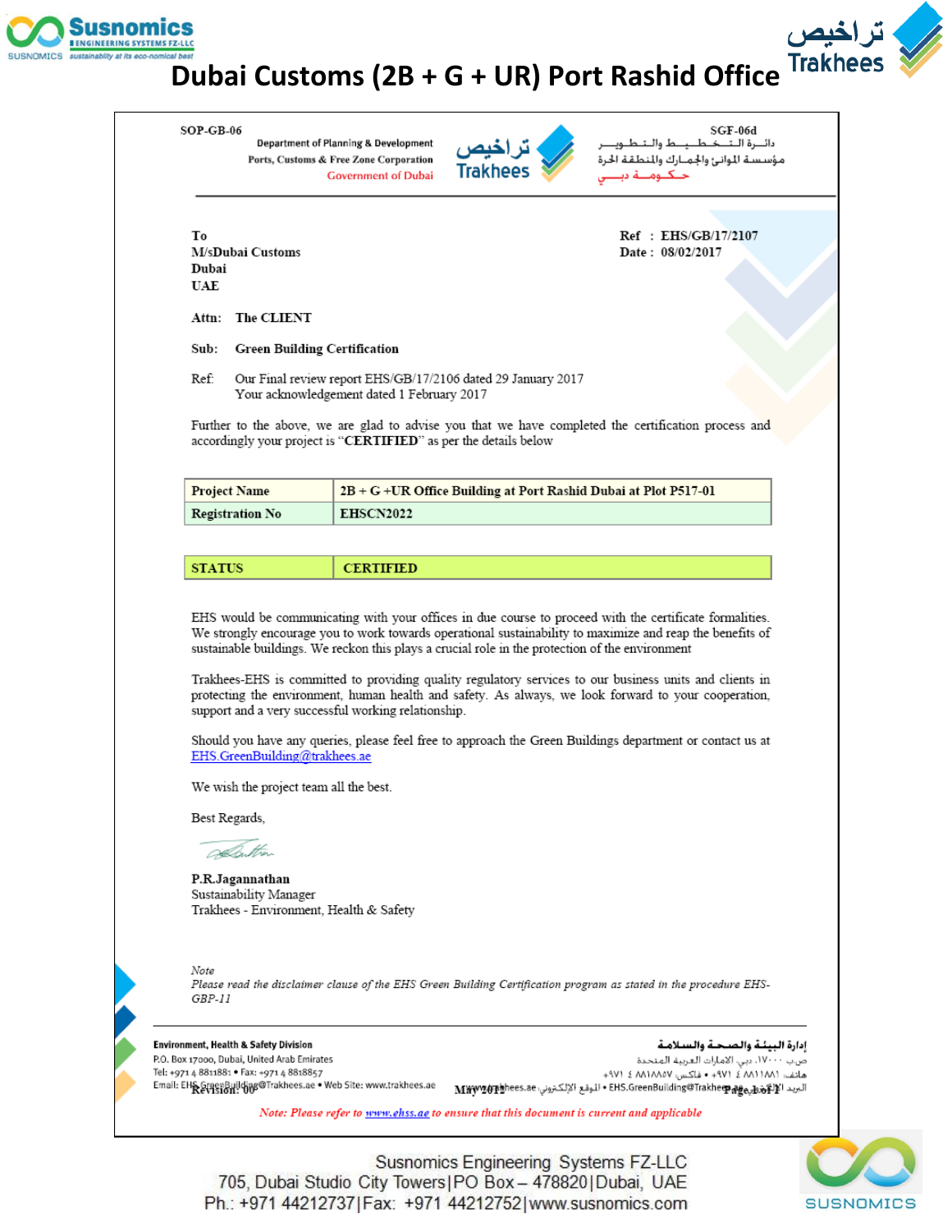# Dubai Customs (2B + G + UR) Port Rashid Office

SOP-GB-06

Department of Planning & Development
Ports, Customs & Free Zone Corporation
Government of Dubai

تراخيص Trakhees

SGF-06d

دائـرة الـتـخـطـيـط والـتـطـويـر
مؤسسة الموانئ والجمارك والمنطقة الحرة
حـكـومـة دبـي

To
M/sDubai Customs
Dubai
UAE

Ref : EHS/GB/17/2107
Date : 08/02/2017

Attn: **The CLIENT**

Sub: **Green Building Certification**

Ref: Our Final review report EHS/GB/17/2106 dated 29 January 2017
Your acknowledgement dated 1 February 2017

Further to the above, we are glad to advise you that we have completed the certification process and accordingly your project is "**CERTIFIED**" as per the details below

| | |
|---|---|
| **Project Name** | **2B + G +UR Office Building at Port Rashid Dubai at Plot P517-01** |
| **Registration No** | **EHSCN2022** |

| | |
|---|---|
| **STATUS** | **CERTIFIED** |

EHS would be communicating with your offices in due course to proceed with the certificate formalities. We strongly encourage you to work towards operational sustainability to maximize and reap the benefits of sustainable buildings. We reckon this plays a crucial role in the protection of the environment

Trakhees-EHS is committed to providing quality regulatory services to our business units and clients in protecting the environment, human health and safety. As always, we look forward to your cooperation, support and a very successful working relationship.

Should you have any queries, please feel free to approach the Green Buildings department or contact us at EHS.GreenBuilding@trakhees.ae

We wish the project team all the best.

Best Regards,

**P.R.Jagannathan**
Sustainability Manager
Trakhees - Environment, Health & Safety

*Note*
*Please read the disclaimer clause of the EHS Green Building Certification program as stated in the procedure EHS-GBP-11*

**Environment, Health & Safety Division**
P.O. Box 17000, Dubai, United Arab Emirates
Tel: +971 4 8811881 • Fax: +971 4 8818857
Email: EHS.GreenBuilding@Trakhees.ae • Web Site: www.trakhees.ae

**إدارة البيئة والصحة والسلامة**
ص.ب ١٧٠٠٠، دبي، الامارات العربية المتحدة
هاتف: ٨٨١١٨٨١ ٤ ٩٧١+ • فاكس: ٨٨١٨٨٥٧ ٤ ٩٧١+
البريد الإلكتروني: EHS.GreenBuilding@Trakhees.ae • الموقع الإلكتروني: www.trakhees.ae

Revision: 00 — May 2012

*Note: Please refer to www.ehss.ae to ensure that this document is current and applicable*

Susnomics Engineering Systems FZ-LLC
705, Dubai Studio City Towers|PO Box – 478820|Dubai, UAE
Ph.: +971 44212737|Fax: +971 44212752|www.susnomics.com